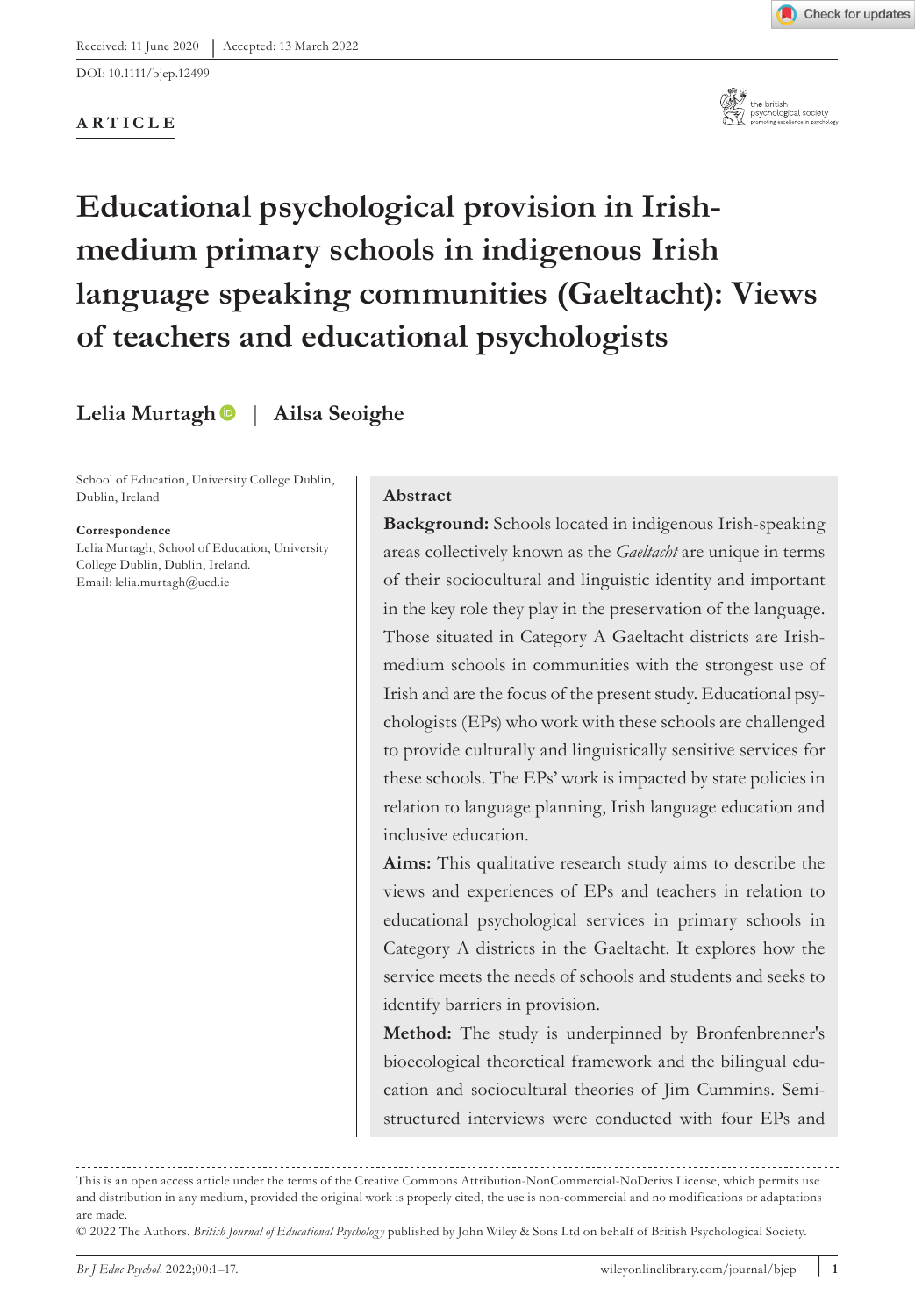Received: 11 June 2020 | Accepted: 13 March 2022

DOI: 10.1111/bjep.12499

**ARTICLE**

# Educational psychological provision in Irish-medium primary schools in indigenous Irish language speaking communities (Gaeltacht): Views of teachers and educational psychologists

**Lelia Murtagh** | **Ailsa Seoighe**

School of Education, University College Dublin, Dublin, Ireland

**Correspondence**
Lelia Murtagh, School of Education, University College Dublin, Dublin, Ireland.
Email: lelia.murtagh@ucd.ie

## Abstract

**Background:** Schools located in indigenous Irish-speaking areas collectively known as the *Gaeltacht* are unique in terms of their sociocultural and linguistic identity and important in the key role they play in the preservation of the language. Those situated in Category A Gaeltacht districts are Irish-medium schools in communities with the strongest use of Irish and are the focus of the present study. Educational psychologists (EPs) who work with these schools are challenged to provide culturally and linguistically sensitive services for these schools. The EPs' work is impacted by state policies in relation to language planning, Irish language education and inclusive education.

**Aims:** This qualitative research study aims to describe the views and experiences of EPs and teachers in relation to educational psychological services in primary schools in Category A districts in the Gaeltacht. It explores how the service meets the needs of schools and students and seeks to identify barriers in provision.

**Method:** The study is underpinned by Bronfenbrenner's bioecological theoretical framework and the bilingual education and sociocultural theories of Jim Cummins. Semi-structured interviews were conducted with four EPs and

This is an open access article under the terms of the Creative Commons Attribution-NonCommercial-NoDerivs License, which permits use and distribution in any medium, provided the original work is properly cited, the use is non-commercial and no modifications or adaptations are made.

© 2022 The Authors. *British Journal of Educational Psychology* published by John Wiley & Sons Ltd on behalf of British Psychological Society.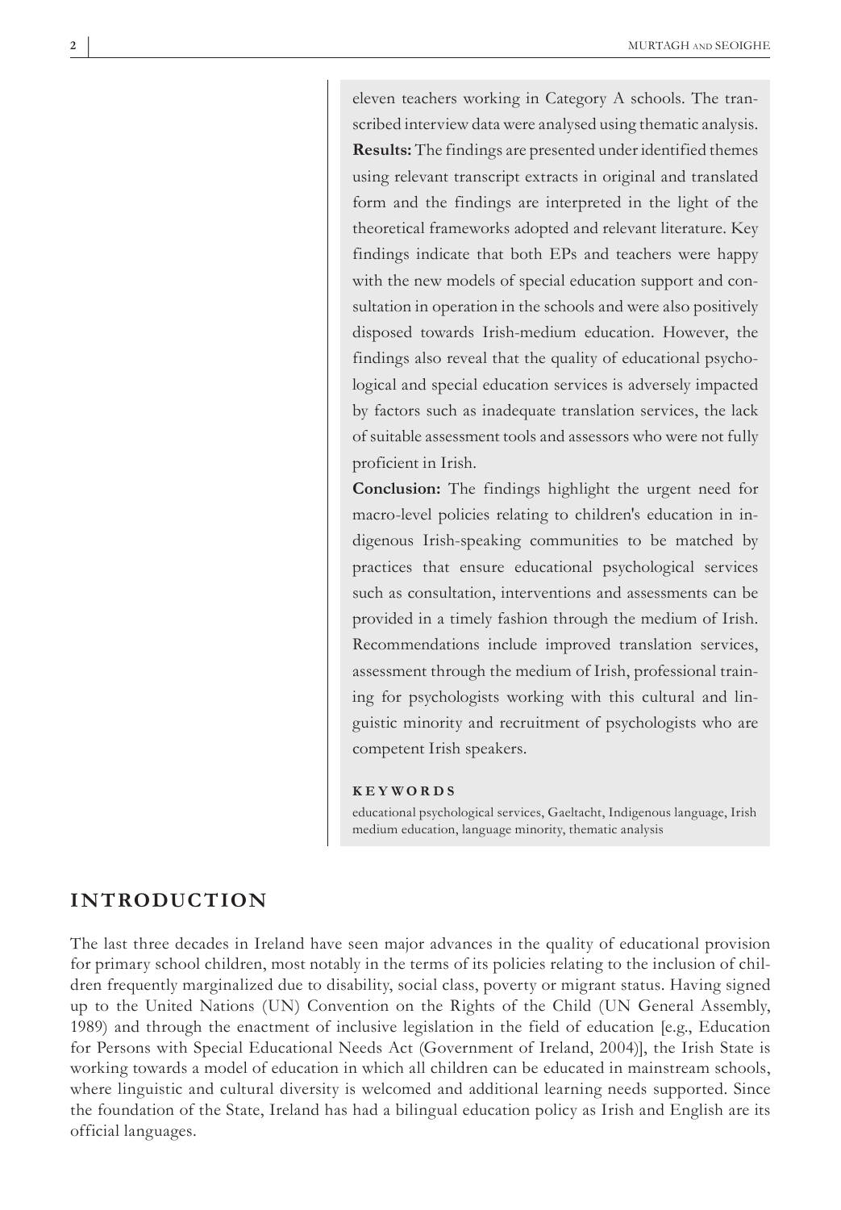eleven teachers working in Category A schools. The transcribed interview data were analysed using thematic analysis.

**Results:** The findings are presented under identified themes using relevant transcript extracts in original and translated form and the findings are interpreted in the light of the theoretical frameworks adopted and relevant literature. Key findings indicate that both EPs and teachers were happy with the new models of special education support and consultation in operation in the schools and were also positively disposed towards Irish-medium education. However, the findings also reveal that the quality of educational psychological and special education services is adversely impacted by factors such as inadequate translation services, the lack of suitable assessment tools and assessors who were not fully proficient in Irish.

**Conclusion:** The findings highlight the urgent need for macro-level policies relating to children's education in indigenous Irish-speaking communities to be matched by practices that ensure educational psychological services such as consultation, interventions and assessments can be provided in a timely fashion through the medium of Irish. Recommendations include improved translation services, assessment through the medium of Irish, professional training for psychologists working with this cultural and linguistic minority and recruitment of psychologists who are competent Irish speakers.

**KEYWORDS**

educational psychological services, Gaeltacht, Indigenous language, Irish medium education, language minority, thematic analysis

## INTRODUCTION

The last three decades in Ireland have seen major advances in the quality of educational provision for primary school children, most notably in the terms of its policies relating to the inclusion of children frequently marginalized due to disability, social class, poverty or migrant status. Having signed up to the United Nations (UN) Convention on the Rights of the Child (UN General Assembly, 1989) and through the enactment of inclusive legislation in the field of education [e.g., Education for Persons with Special Educational Needs Act (Government of Ireland, 2004)], the Irish State is working towards a model of education in which all children can be educated in mainstream schools, where linguistic and cultural diversity is welcomed and additional learning needs supported. Since the foundation of the State, Ireland has had a bilingual education policy as Irish and English are its official languages.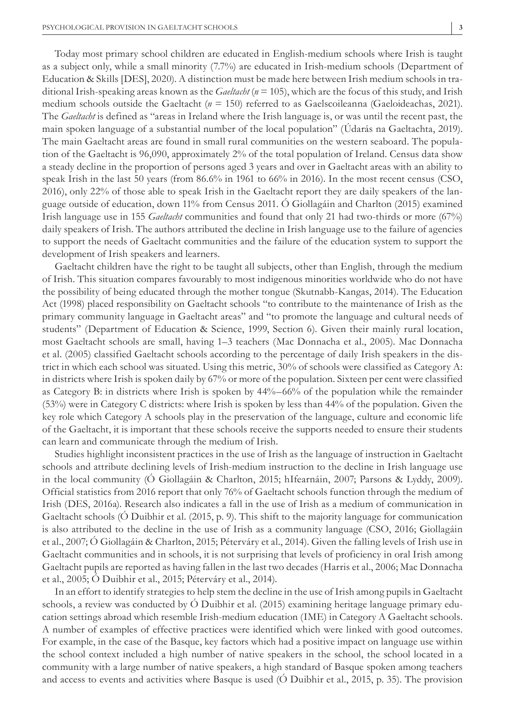Today most primary school children are educated in English-medium schools where Irish is taught as a subject only, while a small minority (7.7%) are educated in Irish-medium schools (Department of Education & Skills [DES], 2020). A distinction must be made here between Irish medium schools in traditional Irish-speaking areas known as the *Gaeltacht* (*n* = 105), which are the focus of this study, and Irish medium schools outside the Gaeltacht (*n* = 150) referred to as Gaelscoileanna (Gaeloideachas, 2021). The *Gaeltacht* is defined as "areas in Ireland where the Irish language is, or was until the recent past, the main spoken language of a substantial number of the local population" (Údarás na Gaeltachta, 2019). The main Gaeltacht areas are found in small rural communities on the western seaboard. The population of the Gaeltacht is 96,090, approximately 2% of the total population of Ireland. Census data show a steady decline in the proportion of persons aged 3 years and over in Gaeltacht areas with an ability to speak Irish in the last 50 years (from 86.6% in 1961 to 66% in 2016). In the most recent census (CSO, 2016), only 22% of those able to speak Irish in the Gaeltacht report they are daily speakers of the language outside of education, down 11% from Census 2011. Ó Giollagáin and Charlton (2015) examined Irish language use in 155 *Gaeltacht* communities and found that only 21 had two-thirds or more (67%) daily speakers of Irish. The authors attributed the decline in Irish language use to the failure of agencies to support the needs of Gaeltacht communities and the failure of the education system to support the development of Irish speakers and learners.

Gaeltacht children have the right to be taught all subjects, other than English, through the medium of Irish. This situation compares favourably to most indigenous minorities worldwide who do not have the possibility of being educated through the mother tongue (Skutnabb-Kangas, 2014). The Education Act (1998) placed responsibility on Gaeltacht schools "to contribute to the maintenance of Irish as the primary community language in Gaeltacht areas" and "to promote the language and cultural needs of students" (Department of Education & Science, 1999, Section 6). Given their mainly rural location, most Gaeltacht schools are small, having 1–3 teachers (Mac Donnacha et al., 2005). Mac Donnacha et al. (2005) classified Gaeltacht schools according to the percentage of daily Irish speakers in the district in which each school was situated. Using this metric, 30% of schools were classified as Category A: in districts where Irish is spoken daily by 67% or more of the population. Sixteen per cent were classified as Category B: in districts where Irish is spoken by 44%–66% of the population while the remainder (53%) were in Category C districts: where Irish is spoken by less than 44% of the population. Given the key role which Category A schools play in the preservation of the language, culture and economic life of the Gaeltacht, it is important that these schools receive the supports needed to ensure their students can learn and communicate through the medium of Irish.

Studies highlight inconsistent practices in the use of Irish as the language of instruction in Gaeltacht schools and attribute declining levels of Irish-medium instruction to the decline in Irish language use in the local community (Ó Giollagáin & Charlton, 2015; hIfearnáin, 2007; Parsons & Lyddy, 2009). Official statistics from 2016 report that only 76% of Gaeltacht schools function through the medium of Irish (DES, 2016a). Research also indicates a fall in the use of Irish as a medium of communication in Gaeltacht schools (Ó Duibhir et al. (2015, p. 9). This shift to the majority language for communication is also attributed to the decline in the use of Irish as a community language (CSO, 2016; Giollagáin et al., 2007; Ó Giollagáin & Charlton, 2015; Péterváry et al., 2014). Given the falling levels of Irish use in Gaeltacht communities and in schools, it is not surprising that levels of proficiency in oral Irish among Gaeltacht pupils are reported as having fallen in the last two decades (Harris et al., 2006; Mac Donnacha et al., 2005; Ó Duibhir et al., 2015; Péterváry et al., 2014).

In an effort to identify strategies to help stem the decline in the use of Irish among pupils in Gaeltacht schools, a review was conducted by Ó Duibhir et al. (2015) examining heritage language primary education settings abroad which resemble Irish-medium education (IME) in Category A Gaeltacht schools. A number of examples of effective practices were identified which were linked with good outcomes. For example, in the case of the Basque, key factors which had a positive impact on language use within the school context included a high number of native speakers in the school, the school located in a community with a large number of native speakers, a high standard of Basque spoken among teachers and access to events and activities where Basque is used (Ó Duibhir et al., 2015, p. 35). The provision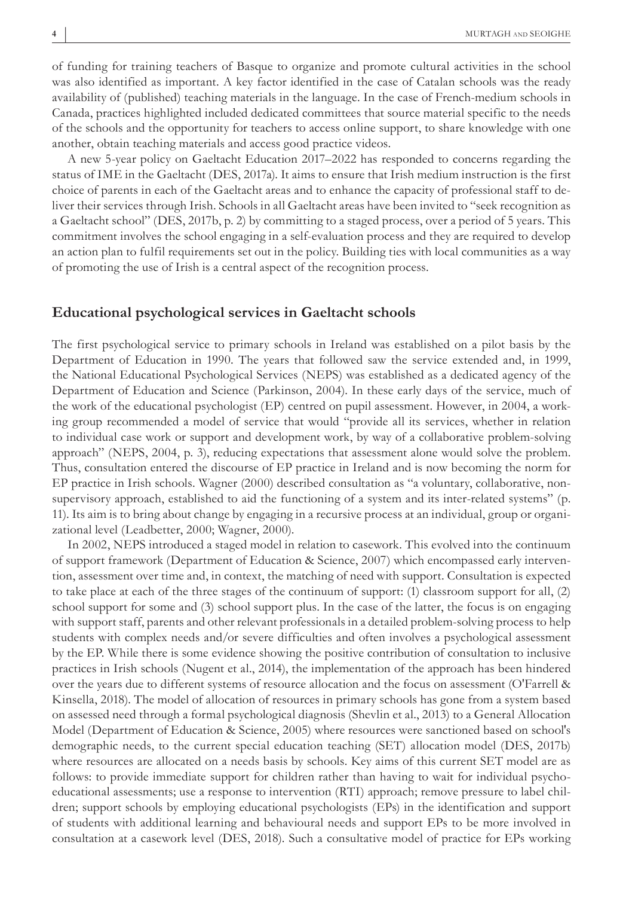of funding for training teachers of Basque to organize and promote cultural activities in the school was also identified as important. A key factor identified in the case of Catalan schools was the ready availability of (published) teaching materials in the language. In the case of French-medium schools in Canada, practices highlighted included dedicated committees that source material specific to the needs of the schools and the opportunity for teachers to access online support, to share knowledge with one another, obtain teaching materials and access good practice videos.

A new 5-year policy on Gaeltacht Education 2017–2022 has responded to concerns regarding the status of IME in the Gaeltacht (DES, 2017a). It aims to ensure that Irish medium instruction is the first choice of parents in each of the Gaeltacht areas and to enhance the capacity of professional staff to deliver their services through Irish. Schools in all Gaeltacht areas have been invited to "seek recognition as a Gaeltacht school" (DES, 2017b, p. 2) by committing to a staged process, over a period of 5 years. This commitment involves the school engaging in a self-evaluation process and they are required to develop an action plan to fulfil requirements set out in the policy. Building ties with local communities as a way of promoting the use of Irish is a central aspect of the recognition process.

## Educational psychological services in Gaeltacht schools

The first psychological service to primary schools in Ireland was established on a pilot basis by the Department of Education in 1990. The years that followed saw the service extended and, in 1999, the National Educational Psychological Services (NEPS) was established as a dedicated agency of the Department of Education and Science (Parkinson, 2004). In these early days of the service, much of the work of the educational psychologist (EP) centred on pupil assessment. However, in 2004, a working group recommended a model of service that would "provide all its services, whether in relation to individual case work or support and development work, by way of a collaborative problem-solving approach" (NEPS, 2004, p. 3), reducing expectations that assessment alone would solve the problem. Thus, consultation entered the discourse of EP practice in Ireland and is now becoming the norm for EP practice in Irish schools. Wagner (2000) described consultation as "a voluntary, collaborative, non-supervisory approach, established to aid the functioning of a system and its inter-related systems" (p. 11). Its aim is to bring about change by engaging in a recursive process at an individual, group or organizational level (Leadbetter, 2000; Wagner, 2000).

In 2002, NEPS introduced a staged model in relation to casework. This evolved into the continuum of support framework (Department of Education & Science, 2007) which encompassed early intervention, assessment over time and, in context, the matching of need with support. Consultation is expected to take place at each of the three stages of the continuum of support: (1) classroom support for all, (2) school support for some and (3) school support plus. In the case of the latter, the focus is on engaging with support staff, parents and other relevant professionals in a detailed problem-solving process to help students with complex needs and/or severe difficulties and often involves a psychological assessment by the EP. While there is some evidence showing the positive contribution of consultation to inclusive practices in Irish schools (Nugent et al., 2014), the implementation of the approach has been hindered over the years due to different systems of resource allocation and the focus on assessment (O'Farrell & Kinsella, 2018). The model of allocation of resources in primary schools has gone from a system based on assessed need through a formal psychological diagnosis (Shevlin et al., 2013) to a General Allocation Model (Department of Education & Science, 2005) where resources were sanctioned based on school's demographic needs, to the current special education teaching (SET) allocation model (DES, 2017b) where resources are allocated on a needs basis by schools. Key aims of this current SET model are as follows: to provide immediate support for children rather than having to wait for individual psycho-educational assessments; use a response to intervention (RTI) approach; remove pressure to label children; support schools by employing educational psychologists (EPs) in the identification and support of students with additional learning and behavioural needs and support EPs to be more involved in consultation at a casework level (DES, 2018). Such a consultative model of practice for EPs working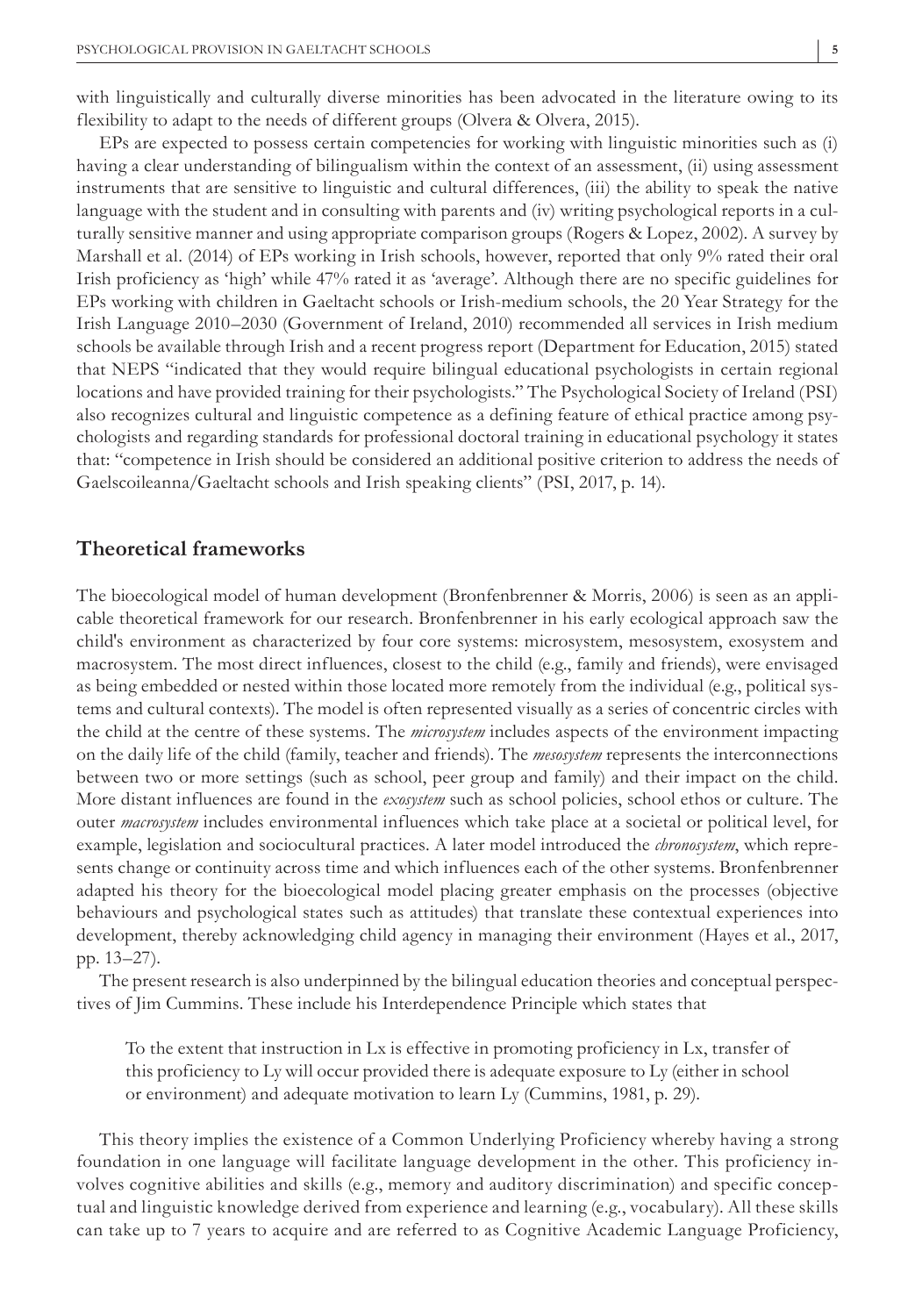with linguistically and culturally diverse minorities has been advocated in the literature owing to its flexibility to adapt to the needs of different groups (Olvera & Olvera, 2015).

EPs are expected to possess certain competencies for working with linguistic minorities such as (i) having a clear understanding of bilingualism within the context of an assessment, (ii) using assessment instruments that are sensitive to linguistic and cultural differences, (iii) the ability to speak the native language with the student and in consulting with parents and (iv) writing psychological reports in a culturally sensitive manner and using appropriate comparison groups (Rogers & Lopez, 2002). A survey by Marshall et al. (2014) of EPs working in Irish schools, however, reported that only 9% rated their oral Irish proficiency as 'high' while 47% rated it as 'average'. Although there are no specific guidelines for EPs working with children in Gaeltacht schools or Irish-medium schools, the 20 Year Strategy for the Irish Language 2010–2030 (Government of Ireland, 2010) recommended all services in Irish medium schools be available through Irish and a recent progress report (Department for Education, 2015) stated that NEPS "indicated that they would require bilingual educational psychologists in certain regional locations and have provided training for their psychologists." The Psychological Society of Ireland (PSI) also recognizes cultural and linguistic competence as a defining feature of ethical practice among psychologists and regarding standards for professional doctoral training in educational psychology it states that: "competence in Irish should be considered an additional positive criterion to address the needs of Gaelscoileanna/Gaeltacht schools and Irish speaking clients" (PSI, 2017, p. 14).

## Theoretical frameworks

The bioecological model of human development (Bronfenbrenner & Morris, 2006) is seen as an applicable theoretical framework for our research. Bronfenbrenner in his early ecological approach saw the child's environment as characterized by four core systems: microsystem, mesosystem, exosystem and macrosystem. The most direct influences, closest to the child (e.g., family and friends), were envisaged as being embedded or nested within those located more remotely from the individual (e.g., political systems and cultural contexts). The model is often represented visually as a series of concentric circles with the child at the centre of these systems. The *microsystem* includes aspects of the environment impacting on the daily life of the child (family, teacher and friends). The *mesosystem* represents the interconnections between two or more settings (such as school, peer group and family) and their impact on the child. More distant influences are found in the *exosystem* such as school policies, school ethos or culture. The outer *macrosystem* includes environmental influences which take place at a societal or political level, for example, legislation and sociocultural practices. A later model introduced the *chronosystem*, which represents change or continuity across time and which influences each of the other systems. Bronfenbrenner adapted his theory for the bioecological model placing greater emphasis on the processes (objective behaviours and psychological states such as attitudes) that translate these contextual experiences into development, thereby acknowledging child agency in managing their environment (Hayes et al., 2017, pp. 13–27).

The present research is also underpinned by the bilingual education theories and conceptual perspectives of Jim Cummins. These include his Interdependence Principle which states that

> To the extent that instruction in Lx is effective in promoting proficiency in Lx, transfer of this proficiency to Ly will occur provided there is adequate exposure to Ly (either in school or environment) and adequate motivation to learn Ly (Cummins, 1981, p. 29).

This theory implies the existence of a Common Underlying Proficiency whereby having a strong foundation in one language will facilitate language development in the other. This proficiency involves cognitive abilities and skills (e.g., memory and auditory discrimination) and specific conceptual and linguistic knowledge derived from experience and learning (e.g., vocabulary). All these skills can take up to 7 years to acquire and are referred to as Cognitive Academic Language Proficiency,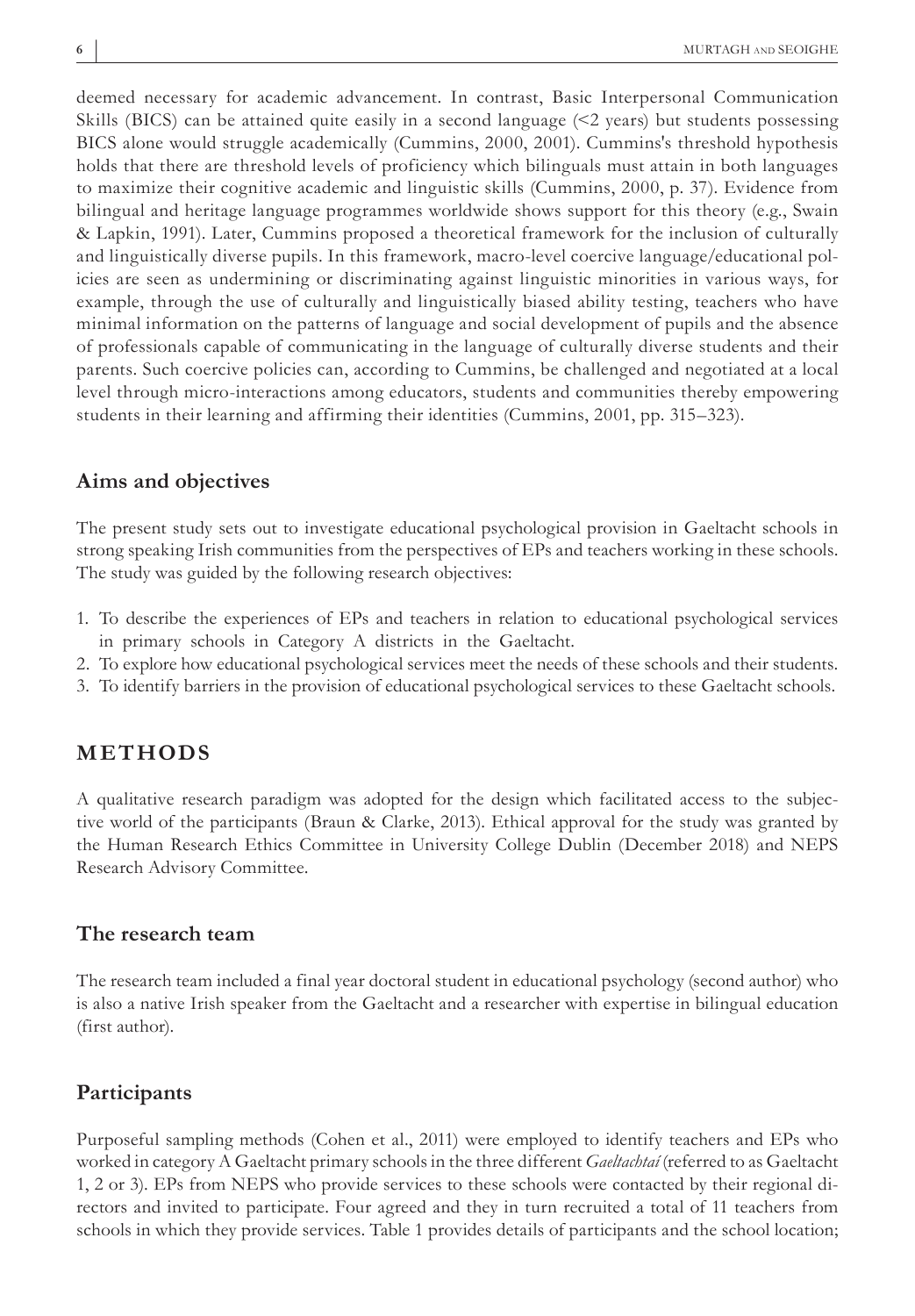deemed necessary for academic advancement. In contrast, Basic Interpersonal Communication Skills (BICS) can be attained quite easily in a second language (<2 years) but students possessing BICS alone would struggle academically (Cummins, 2000, 2001). Cummins's threshold hypothesis holds that there are threshold levels of proficiency which bilinguals must attain in both languages to maximize their cognitive academic and linguistic skills (Cummins, 2000, p. 37). Evidence from bilingual and heritage language programmes worldwide shows support for this theory (e.g., Swain & Lapkin, 1991). Later, Cummins proposed a theoretical framework for the inclusion of culturally and linguistically diverse pupils. In this framework, macro-level coercive language/educational policies are seen as undermining or discriminating against linguistic minorities in various ways, for example, through the use of culturally and linguistically biased ability testing, teachers who have minimal information on the patterns of language and social development of pupils and the absence of professionals capable of communicating in the language of culturally diverse students and their parents. Such coercive policies can, according to Cummins, be challenged and negotiated at a local level through micro-interactions among educators, students and communities thereby empowering students in their learning and affirming their identities (Cummins, 2001, pp. 315–323).

## Aims and objectives

The present study sets out to investigate educational psychological provision in Gaeltacht schools in strong speaking Irish communities from the perspectives of EPs and teachers working in these schools. The study was guided by the following research objectives:

1. To describe the experiences of EPs and teachers in relation to educational psychological services in primary schools in Category A districts in the Gaeltacht.
2. To explore how educational psychological services meet the needs of these schools and their students.
3. To identify barriers in the provision of educational psychological services to these Gaeltacht schools.

# METHODS

A qualitative research paradigm was adopted for the design which facilitated access to the subjective world of the participants (Braun & Clarke, 2013). Ethical approval for the study was granted by the Human Research Ethics Committee in University College Dublin (December 2018) and NEPS Research Advisory Committee.

## The research team

The research team included a final year doctoral student in educational psychology (second author) who is also a native Irish speaker from the Gaeltacht and a researcher with expertise in bilingual education (first author).

## Participants

Purposeful sampling methods (Cohen et al., 2011) were employed to identify teachers and EPs who worked in category A Gaeltacht primary schools in the three different *Gaeltachtaí* (referred to as Gaeltacht 1, 2 or 3). EPs from NEPS who provide services to these schools were contacted by their regional directors and invited to participate. Four agreed and they in turn recruited a total of 11 teachers from schools in which they provide services. Table 1 provides details of participants and the school location;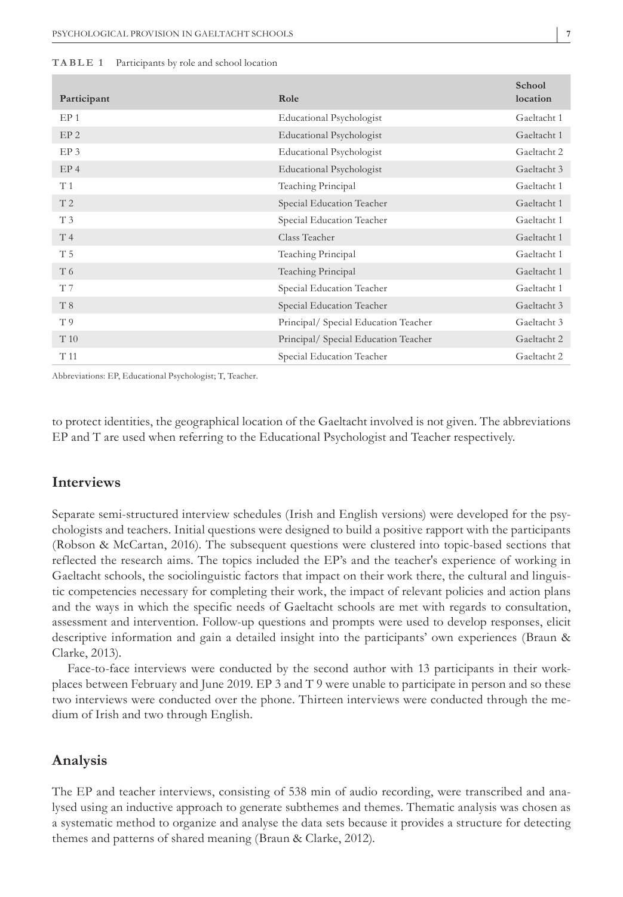**TABLE 1** Participants by role and school location

| Participant | Role | School location |
|---|---|---|
| EP 1 | Educational Psychologist | Gaeltacht 1 |
| EP 2 | Educational Psychologist | Gaeltacht 1 |
| EP 3 | Educational Psychologist | Gaeltacht 2 |
| EP 4 | Educational Psychologist | Gaeltacht 3 |
| T 1 | Teaching Principal | Gaeltacht 1 |
| T 2 | Special Education Teacher | Gaeltacht 1 |
| T 3 | Special Education Teacher | Gaeltacht 1 |
| T 4 | Class Teacher | Gaeltacht 1 |
| T 5 | Teaching Principal | Gaeltacht 1 |
| T 6 | Teaching Principal | Gaeltacht 1 |
| T 7 | Special Education Teacher | Gaeltacht 1 |
| T 8 | Special Education Teacher | Gaeltacht 3 |
| T 9 | Principal/ Special Education Teacher | Gaeltacht 3 |
| T 10 | Principal/ Special Education Teacher | Gaeltacht 2 |
| T 11 | Special Education Teacher | Gaeltacht 2 |

Abbreviations: EP, Educational Psychologist; T, Teacher.

to protect identities, the geographical location of the Gaeltacht involved is not given. The abbreviations EP and T are used when referring to the Educational Psychologist and Teacher respectively.

## Interviews

Separate semi-structured interview schedules (Irish and English versions) were developed for the psychologists and teachers. Initial questions were designed to build a positive rapport with the participants (Robson & McCartan, 2016). The subsequent questions were clustered into topic-based sections that reflected the research aims. The topics included the EP's and the teacher's experience of working in Gaeltacht schools, the sociolinguistic factors that impact on their work there, the cultural and linguistic competencies necessary for completing their work, the impact of relevant policies and action plans and the ways in which the specific needs of Gaeltacht schools are met with regards to consultation, assessment and intervention. Follow-up questions and prompts were used to develop responses, elicit descriptive information and gain a detailed insight into the participants' own experiences (Braun & Clarke, 2013).

Face-to-face interviews were conducted by the second author with 13 participants in their workplaces between February and June 2019. EP 3 and T 9 were unable to participate in person and so these two interviews were conducted over the phone. Thirteen interviews were conducted through the medium of Irish and two through English.

## Analysis

The EP and teacher interviews, consisting of 538 min of audio recording, were transcribed and analysed using an inductive approach to generate subthemes and themes. Thematic analysis was chosen as a systematic method to organize and analyse the data sets because it provides a structure for detecting themes and patterns of shared meaning (Braun & Clarke, 2012).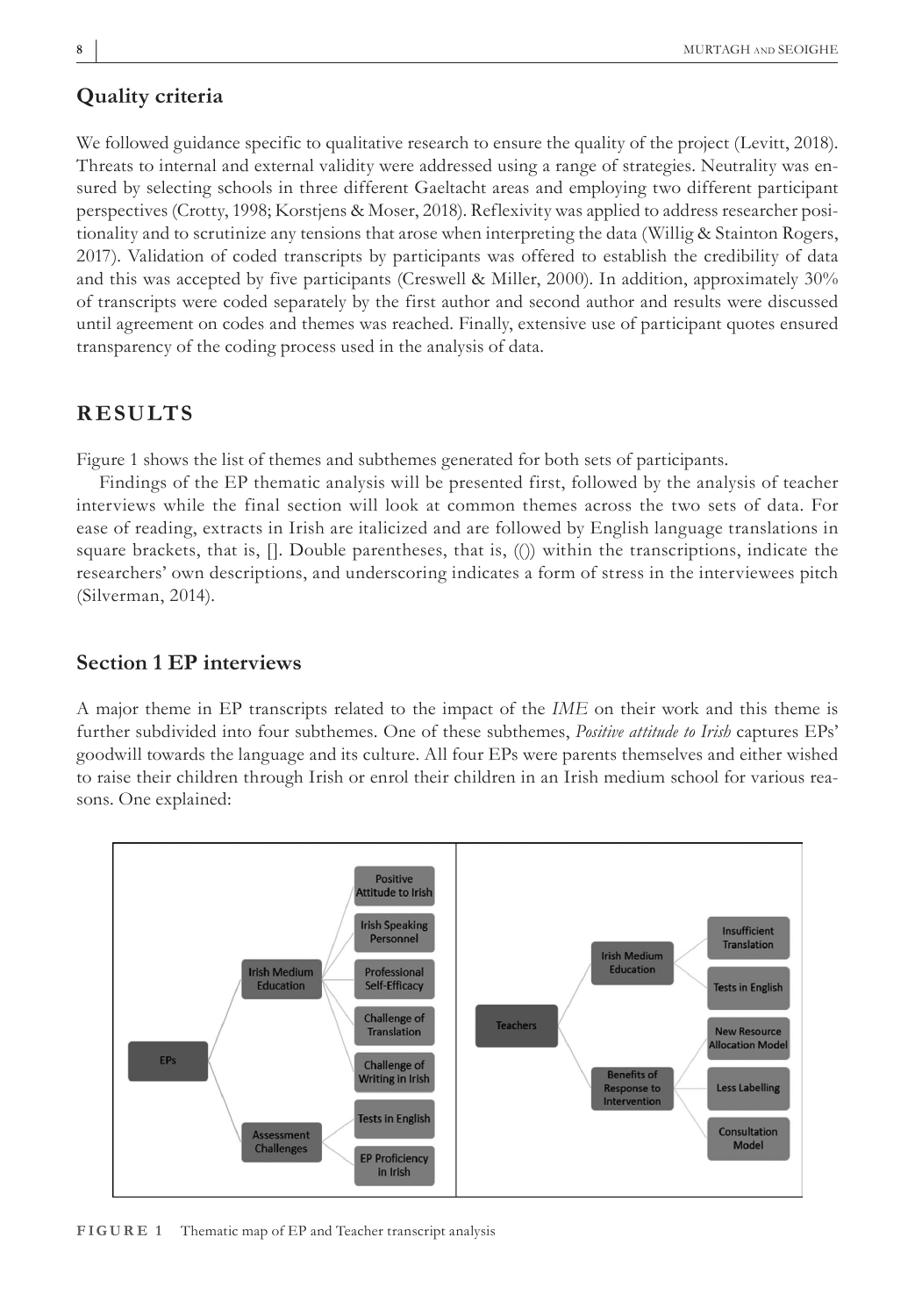## Quality criteria

We followed guidance specific to qualitative research to ensure the quality of the project (Levitt, 2018). Threats to internal and external validity were addressed using a range of strategies. Neutrality was ensured by selecting schools in three different Gaeltacht areas and employing two different participant perspectives (Crotty, 1998; Korstjens & Moser, 2018). Reflexivity was applied to address researcher positionality and to scrutinize any tensions that arose when interpreting the data (Willig & Stainton Rogers, 2017). Validation of coded transcripts by participants was offered to establish the credibility of data and this was accepted by five participants (Creswell & Miller, 2000). In addition, approximately 30% of transcripts were coded separately by the first author and second author and results were discussed until agreement on codes and themes was reached. Finally, extensive use of participant quotes ensured transparency of the coding process used in the analysis of data.

# RESULTS

Figure 1 shows the list of themes and subthemes generated for both sets of participants.

Findings of the EP thematic analysis will be presented first, followed by the analysis of teacher interviews while the final section will look at common themes across the two sets of data. For ease of reading, extracts in Irish are italicized and are followed by English language translations in square brackets, that is, []. Double parentheses, that is, (()) within the transcriptions, indicate the researchers' own descriptions, and underscoring indicates a form of stress in the interviewees pitch (Silverman, 2014).

## Section 1 EP interviews

A major theme in EP transcripts related to the impact of the *IME* on their work and this theme is further subdivided into four subthemes. One of these subthemes, *Positive attitude to Irish* captures EPs' goodwill towards the language and its culture. All four EPs were parents themselves and either wished to raise their children through Irish or enrol their children in an Irish medium school for various reasons. One explained:

**FIGURE 1** Thematic map of EP and Teacher transcript analysis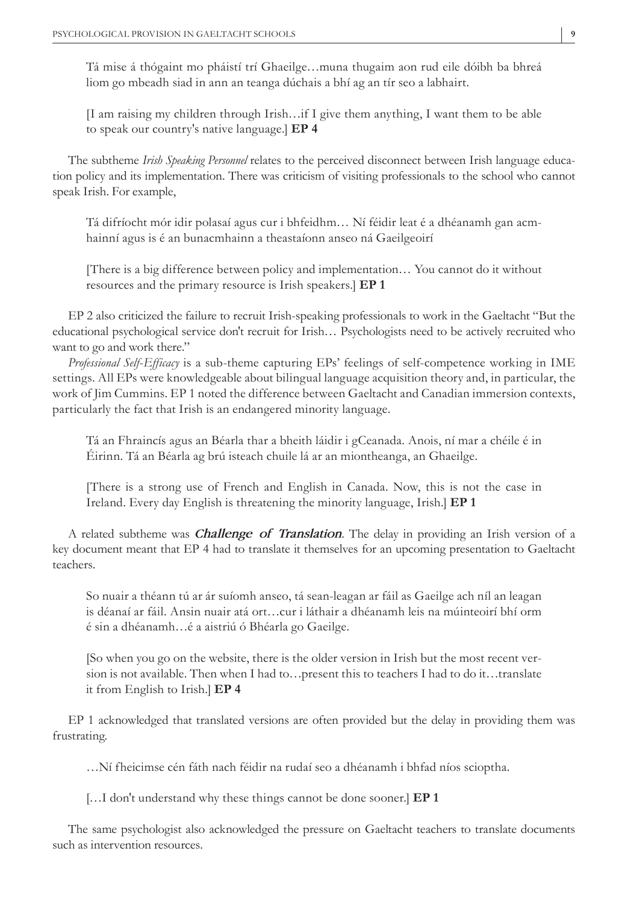Tá mise á thógaint mo pháistí trí Ghaeilge…muna thugaim aon rud eile dóibh ba bhreá liom go mbeadh siad in ann an teanga dúchais a bhí ag an tír seo a labhairt.

[I am raising my children through Irish…if I give them anything, I want them to be able to speak our country's native language.] **EP 4**

The subtheme *Irish Speaking Personnel* relates to the perceived disconnect between Irish language education policy and its implementation. There was criticism of visiting professionals to the school who cannot speak Irish. For example,

Tá difríocht mór idir polasaí agus cur i bhfeidhm… Ní féidir leat é a dhéanamh gan acmhainní agus is é an bunacmhainn a theastaíonn anseo ná Gaeilgeoirí

[There is a big difference between policy and implementation… You cannot do it without resources and the primary resource is Irish speakers.] **EP 1**

EP 2 also criticized the failure to recruit Irish-speaking professionals to work in the Gaeltacht "But the educational psychological service don't recruit for Irish… Psychologists need to be actively recruited who want to go and work there."

*Professional Self-Efficacy* is a sub-theme capturing EPs' feelings of self-competence working in IME settings. All EPs were knowledgeable about bilingual language acquisition theory and, in particular, the work of Jim Cummins. EP 1 noted the difference between Gaeltacht and Canadian immersion contexts, particularly the fact that Irish is an endangered minority language.

Tá an Fhraincís agus an Béarla thar a bheith láidir i gCeanada. Anois, ní mar a chéile é in Éirinn. Tá an Béarla ag brú isteach chuile lá ar an miontheanga, an Ghaeilge.

[There is a strong use of French and English in Canada. Now, this is not the case in Ireland. Every day English is threatening the minority language, Irish.] **EP 1**

A related subtheme was ***Challenge of Translation***. The delay in providing an Irish version of a key document meant that EP 4 had to translate it themselves for an upcoming presentation to Gaeltacht teachers.

So nuair a théann tú ar ár suíomh anseo, tá sean-leagan ar fáil as Gaeilge ach níl an leagan is déanaí ar fáil. Ansin nuair atá ort…cur i láthair a dhéanamh leis na múinteoirí bhí orm é sin a dhéanamh…é a aistriú ó Bhéarla go Gaeilge.

[So when you go on the website, there is the older version in Irish but the most recent version is not available. Then when I had to…present this to teachers I had to do it…translate it from English to Irish.] **EP 4**

EP 1 acknowledged that translated versions are often provided but the delay in providing them was frustrating.

…Ní fheicimse cén fáth nach féidir na rudaí seo a dhéanamh i bhfad níos scioptha.

[…I don't understand why these things cannot be done sooner.] **EP 1**

The same psychologist also acknowledged the pressure on Gaeltacht teachers to translate documents such as intervention resources.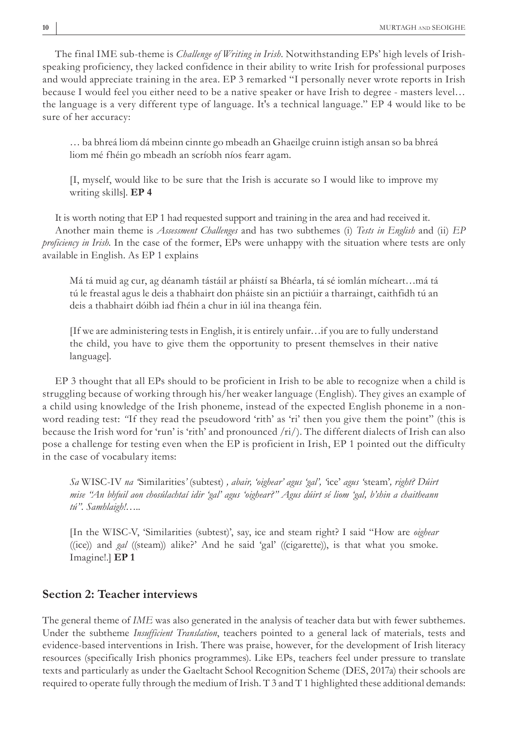The final IME sub-theme is *Challenge of Writing in Irish*. Notwithstanding EPs' high levels of Irish-speaking proficiency, they lacked confidence in their ability to write Irish for professional purposes and would appreciate training in the area. EP 3 remarked "I personally never wrote reports in Irish because I would feel you either need to be a native speaker or have Irish to degree - masters level… the language is a very different type of language. It's a technical language." EP 4 would like to be sure of her accuracy:

> … ba bhreá liom dá mbeinn cinnte go mbeadh an Ghaeilge cruinn istigh ansan so ba bhreá liom mé fhéin go mbeadh an scríobh níos fearr agam.
>
> [I, myself, would like to be sure that the Irish is accurate so I would like to improve my writing skills]. **EP 4**

It is worth noting that EP 1 had requested support and training in the area and had received it.

Another main theme is *Assessment Challenges* and has two subthemes (i) *Tests in English* and (ii) *EP proficiency in Irish*. In the case of the former, EPs were unhappy with the situation where tests are only available in English. As EP 1 explains

> Má tá muid ag cur, ag déanamh tástáil ar pháistí sa Bhéarla, tá sé iomlán mícheart…má tá tú le freastal agus le deis a thabhairt don pháiste sin an pictiúir a tharraingt, caithfidh tú an deis a thabhairt dóibh iad fhéin a chur in iúl ina theanga féin.
>
> [If we are administering tests in English, it is entirely unfair…if you are to fully understand the child, you have to give them the opportunity to present themselves in their native language].

EP 3 thought that all EPs should to be proficient in Irish to be able to recognize when a child is struggling because of working through his/her weaker language (English). They gives an example of a child using knowledge of the Irish phoneme, instead of the expected English phoneme in a non-word reading test: "If they read the pseudoword 'rith' as 'ri' then you give them the point" (this is because the Irish word for 'run' is 'rith' and pronounced /ri/). The different dialects of Irish can also pose a challenge for testing even when the EP is proficient in Irish, EP 1 pointed out the difficulty in the case of vocabulary items:

> *Sa* WISC-IV *na '*Similarities*'* (subtest) *, abair, 'oighear' agus 'gal',* 'ice' *agus '*steam'*, right? Dúirt mise "An bhfuil aon chosúlachtaí idir 'gal' agus 'oighear?" Agus dúirt sé liom 'gal, b'shin a chaitheann tú". Samhlaigh!…..*
>
> [In the WISC-V, 'Similarities (subtest)', say, ice and steam right? I said "How are *oighear* ((ice)) and *gal* ((steam)) alike?' And he said 'gal' ((cigarette)), is that what you smoke. Imagine!.] **EP 1**

## Section 2: Teacher interviews

The general theme of *IME* was also generated in the analysis of teacher data but with fewer subthemes. Under the subtheme *Insufficient Translation*, teachers pointed to a general lack of materials, tests and evidence-based interventions in Irish. There was praise, however, for the development of Irish literacy resources (specifically Irish phonics programmes). Like EPs, teachers feel under pressure to translate texts and particularly as under the Gaeltacht School Recognition Scheme (DES, 2017a) their schools are required to operate fully through the medium of Irish. T 3 and T 1 highlighted these additional demands: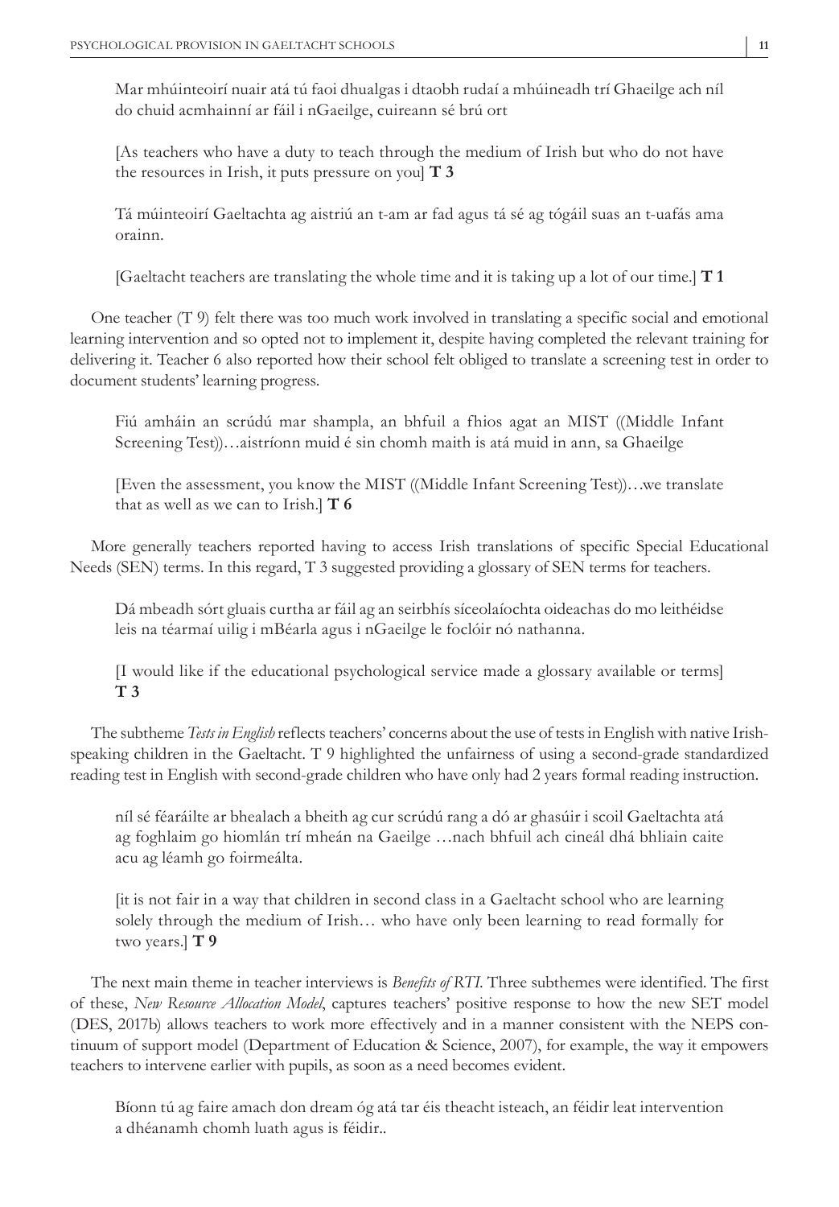Mar mhúinteoirí nuair atá tú faoi dhualgas i dtaobh rudaí a mhúineadh trí Ghaeilge ach níl do chuid acmhainní ar fáil i nGaeilge, cuireann sé brú ort

[As teachers who have a duty to teach through the medium of Irish but who do not have the resources in Irish, it puts pressure on you] **T 3**

Tá múinteoirí Gaeltachta ag aistriú an t-am ar fad agus tá sé ag tógáil suas an t-uafás ama orainn.

[Gaeltacht teachers are translating the whole time and it is taking up a lot of our time.] **T 1**

One teacher (T 9) felt there was too much work involved in translating a specific social and emotional learning intervention and so opted not to implement it, despite having completed the relevant training for delivering it. Teacher 6 also reported how their school felt obliged to translate a screening test in order to document students' learning progress.

Fiú amháin an scrúdú mar shampla, an bhfuil a fhios agat an MIST ((Middle Infant Screening Test))…aistríonn muid é sin chomh maith is atá muid in ann, sa Ghaeilge

[Even the assessment, you know the MIST ((Middle Infant Screening Test))…we translate that as well as we can to Irish.] **T 6**

More generally teachers reported having to access Irish translations of specific Special Educational Needs (SEN) terms. In this regard, T 3 suggested providing a glossary of SEN terms for teachers.

Dá mbeadh sórt gluais curtha ar fáil ag an seirbhís síceolaíochta oideachas do mo leithéidse leis na téarmaí uilig i mBéarla agus i nGaeilge le foclóir nó nathanna.

[I would like if the educational psychological service made a glossary available or terms] **T 3**

The subtheme *Tests in English* reflects teachers' concerns about the use of tests in English with native Irish-speaking children in the Gaeltacht. T 9 highlighted the unfairness of using a second-grade standardized reading test in English with second-grade children who have only had 2 years formal reading instruction.

níl sé féaráilte ar bhealach a bheith ag cur scrúdú rang a dó ar ghasúir i scoil Gaeltachta atá ag foghlaim go hiomlán trí mheán na Gaeilge …nach bhfuil ach cineál dhá bhliain caite acu ag léamh go foirmeálta.

[it is not fair in a way that children in second class in a Gaeltacht school who are learning solely through the medium of Irish… who have only been learning to read formally for two years.] **T 9**

The next main theme in teacher interviews is *Benefits of RTI*. Three subthemes were identified. The first of these, *New Resource Allocation Model*, captures teachers' positive response to how the new SET model (DES, 2017b) allows teachers to work more effectively and in a manner consistent with the NEPS continuum of support model (Department of Education & Science, 2007), for example, the way it empowers teachers to intervene earlier with pupils, as soon as a need becomes evident.

Bíonn tú ag faire amach don dream óg atá tar éis theacht isteach, an féidir leat intervention a dhéanamh chomh luath agus is féidir..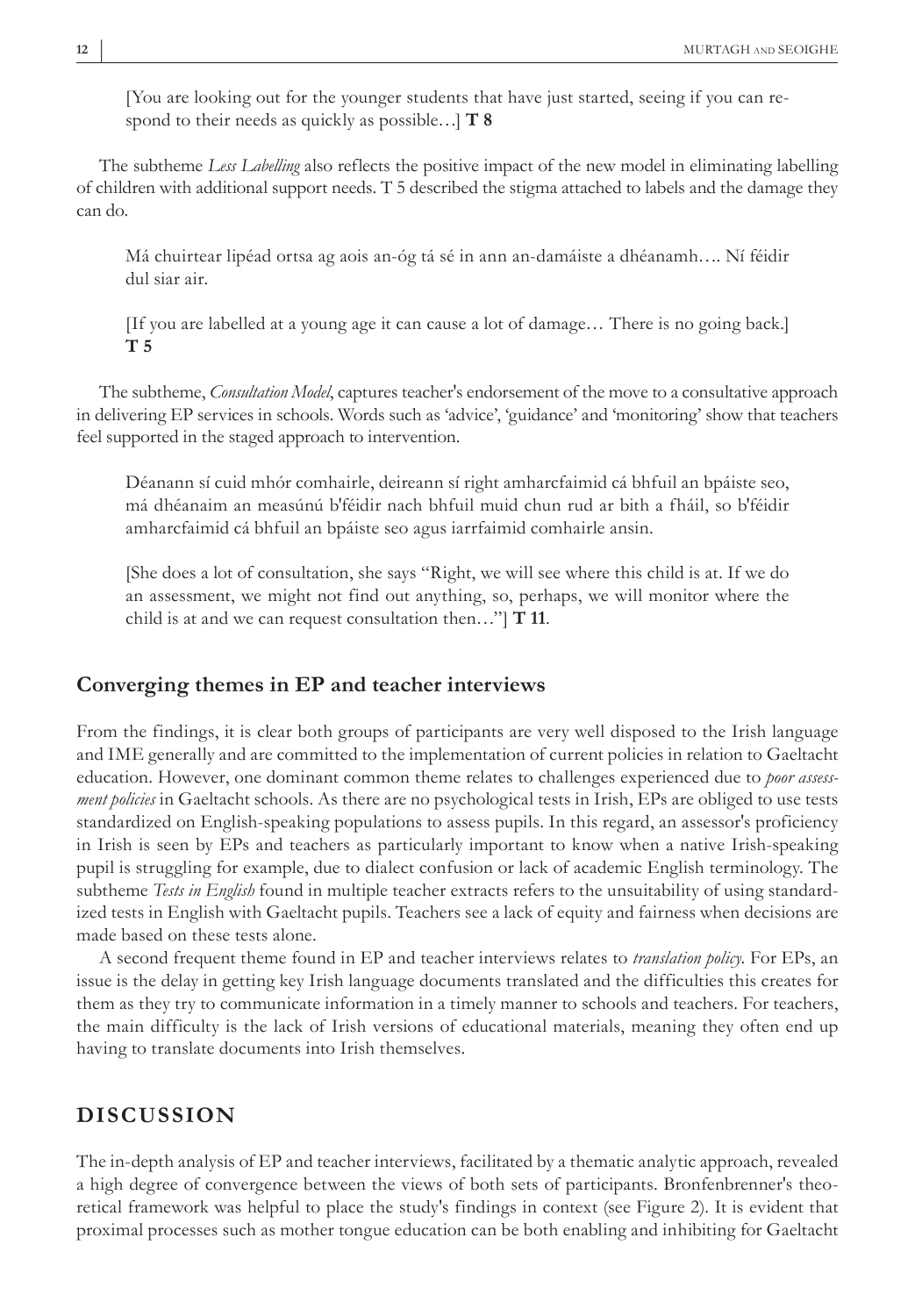[You are looking out for the younger students that have just started, seeing if you can respond to their needs as quickly as possible…] **T 8**

The subtheme *Less Labelling* also reflects the positive impact of the new model in eliminating labelling of children with additional support needs. T 5 described the stigma attached to labels and the damage they can do.

> Má chuirtear lipéad ortsa ag aois an-óg tá sé in ann an-damáiste a dhéanamh…. Ní féidir dul siar air.
>
> [If you are labelled at a young age it can cause a lot of damage… There is no going back.] **T 5**

The subtheme, *Consultation Model*, captures teacher's endorsement of the move to a consultative approach in delivering EP services in schools. Words such as 'advice', 'guidance' and 'monitoring' show that teachers feel supported in the staged approach to intervention.

> Déanann sí cuid mhór comhairle, deireann sí right amharcfaimid cá bhfuil an bpáiste seo, má dhéanaim an measúnú b'fhéidir nach bhfuil muid chun rud ar bith a fháil, so b'fhéidir amharcfaimid cá bhfuil an bpáiste seo agus iarrfaimid comhairle ansin.
>
> [She does a lot of consultation, she says "Right, we will see where this child is at. If we do an assessment, we might not find out anything, so, perhaps, we will monitor where the child is at and we can request consultation then…"] **T 11**.

## Converging themes in EP and teacher interviews

From the findings, it is clear both groups of participants are very well disposed to the Irish language and IME generally and are committed to the implementation of current policies in relation to Gaeltacht education. However, one dominant common theme relates to challenges experienced due to *poor assessment policies* in Gaeltacht schools. As there are no psychological tests in Irish, EPs are obliged to use tests standardized on English-speaking populations to assess pupils. In this regard, an assessor's proficiency in Irish is seen by EPs and teachers as particularly important to know when a native Irish-speaking pupil is struggling for example, due to dialect confusion or lack of academic English terminology. The subtheme *Tests in English* found in multiple teacher extracts refers to the unsuitability of using standardized tests in English with Gaeltacht pupils. Teachers see a lack of equity and fairness when decisions are made based on these tests alone.

A second frequent theme found in EP and teacher interviews relates to *translation policy*. For EPs, an issue is the delay in getting key Irish language documents translated and the difficulties this creates for them as they try to communicate information in a timely manner to schools and teachers. For teachers, the main difficulty is the lack of Irish versions of educational materials, meaning they often end up having to translate documents into Irish themselves.

# DISCUSSION

The in-depth analysis of EP and teacher interviews, facilitated by a thematic analytic approach, revealed a high degree of convergence between the views of both sets of participants. Bronfenbrenner's theoretical framework was helpful to place the study's findings in context (see Figure 2). It is evident that proximal processes such as mother tongue education can be both enabling and inhibiting for Gaeltacht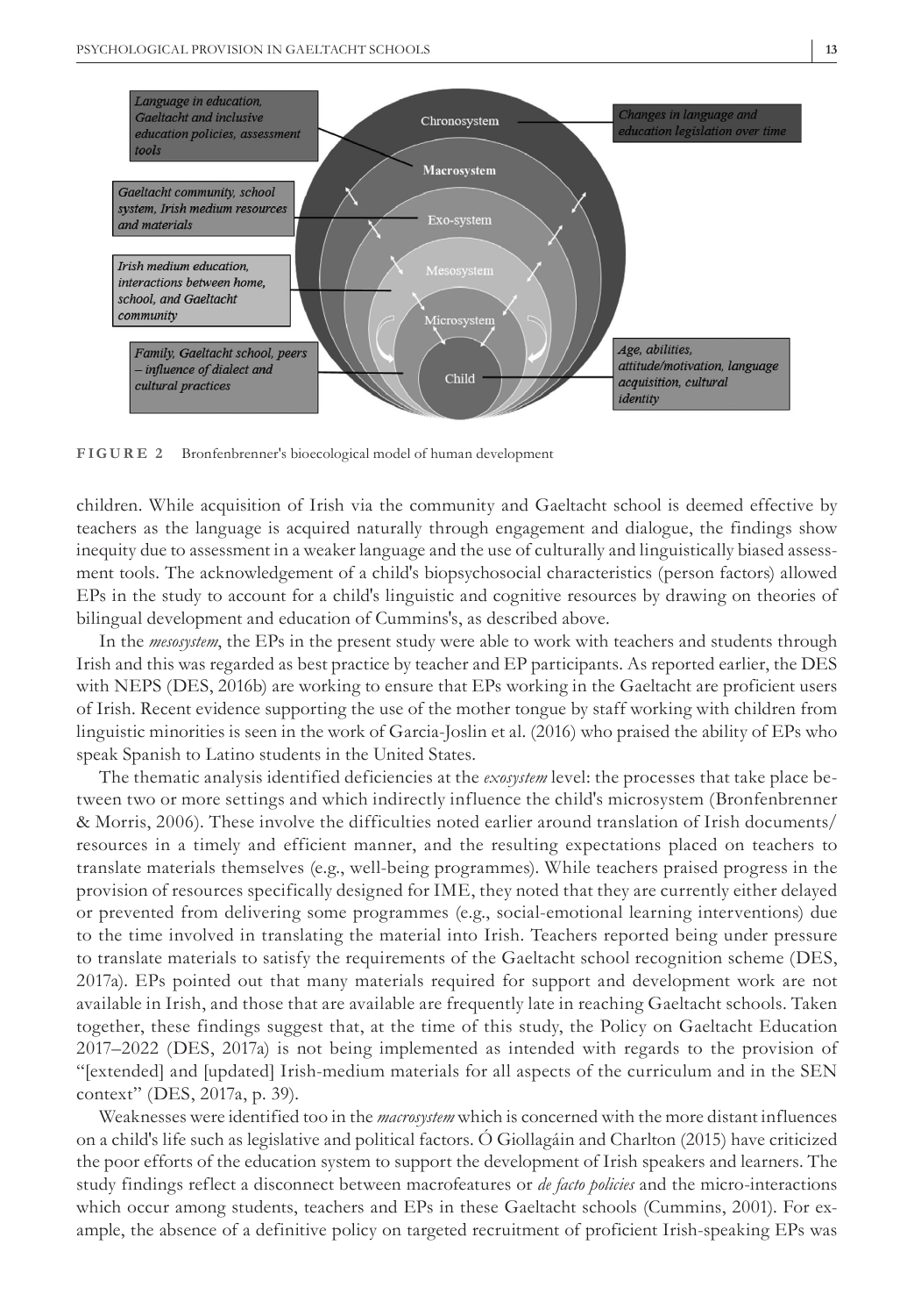**FIGURE 2** Bronfenbrenner's bioecological model of human development

children. While acquisition of Irish via the community and Gaeltacht school is deemed effective by teachers as the language is acquired naturally through engagement and dialogue, the findings show inequity due to assessment in a weaker language and the use of culturally and linguistically biased assessment tools. The acknowledgement of a child's biopsychosocial characteristics (person factors) allowed EPs in the study to account for a child's linguistic and cognitive resources by drawing on theories of bilingual development and education of Cummins's, as described above.

In the *mesosystem*, the EPs in the present study were able to work with teachers and students through Irish and this was regarded as best practice by teacher and EP participants. As reported earlier, the DES with NEPS (DES, 2016b) are working to ensure that EPs working in the Gaeltacht are proficient users of Irish. Recent evidence supporting the use of the mother tongue by staff working with children from linguistic minorities is seen in the work of Garcia-Joslin et al. (2016) who praised the ability of EPs who speak Spanish to Latino students in the United States.

The thematic analysis identified deficiencies at the *exosystem* level: the processes that take place between two or more settings and which indirectly influence the child's microsystem (Bronfenbrenner & Morris, 2006). These involve the difficulties noted earlier around translation of Irish documents/resources in a timely and efficient manner, and the resulting expectations placed on teachers to translate materials themselves (e.g., well-being programmes). While teachers praised progress in the provision of resources specifically designed for IME, they noted that they are currently either delayed or prevented from delivering some programmes (e.g., social-emotional learning interventions) due to the time involved in translating the material into Irish. Teachers reported being under pressure to translate materials to satisfy the requirements of the Gaeltacht school recognition scheme (DES, 2017a). EPs pointed out that many materials required for support and development work are not available in Irish, and those that are available are frequently late in reaching Gaeltacht schools. Taken together, these findings suggest that, at the time of this study, the Policy on Gaeltacht Education 2017–2022 (DES, 2017a) is not being implemented as intended with regards to the provision of "[extended] and [updated] Irish-medium materials for all aspects of the curriculum and in the SEN context" (DES, 2017a, p. 39).

Weaknesses were identified too in the *macrosystem* which is concerned with the more distant influences on a child's life such as legislative and political factors. Ó Giollagáin and Charlton (2015) have criticized the poor efforts of the education system to support the development of Irish speakers and learners. The study findings reflect a disconnect between macrofeatures or *de facto policies* and the micro-interactions which occur among students, teachers and EPs in these Gaeltacht schools (Cummins, 2001). For example, the absence of a definitive policy on targeted recruitment of proficient Irish-speaking EPs was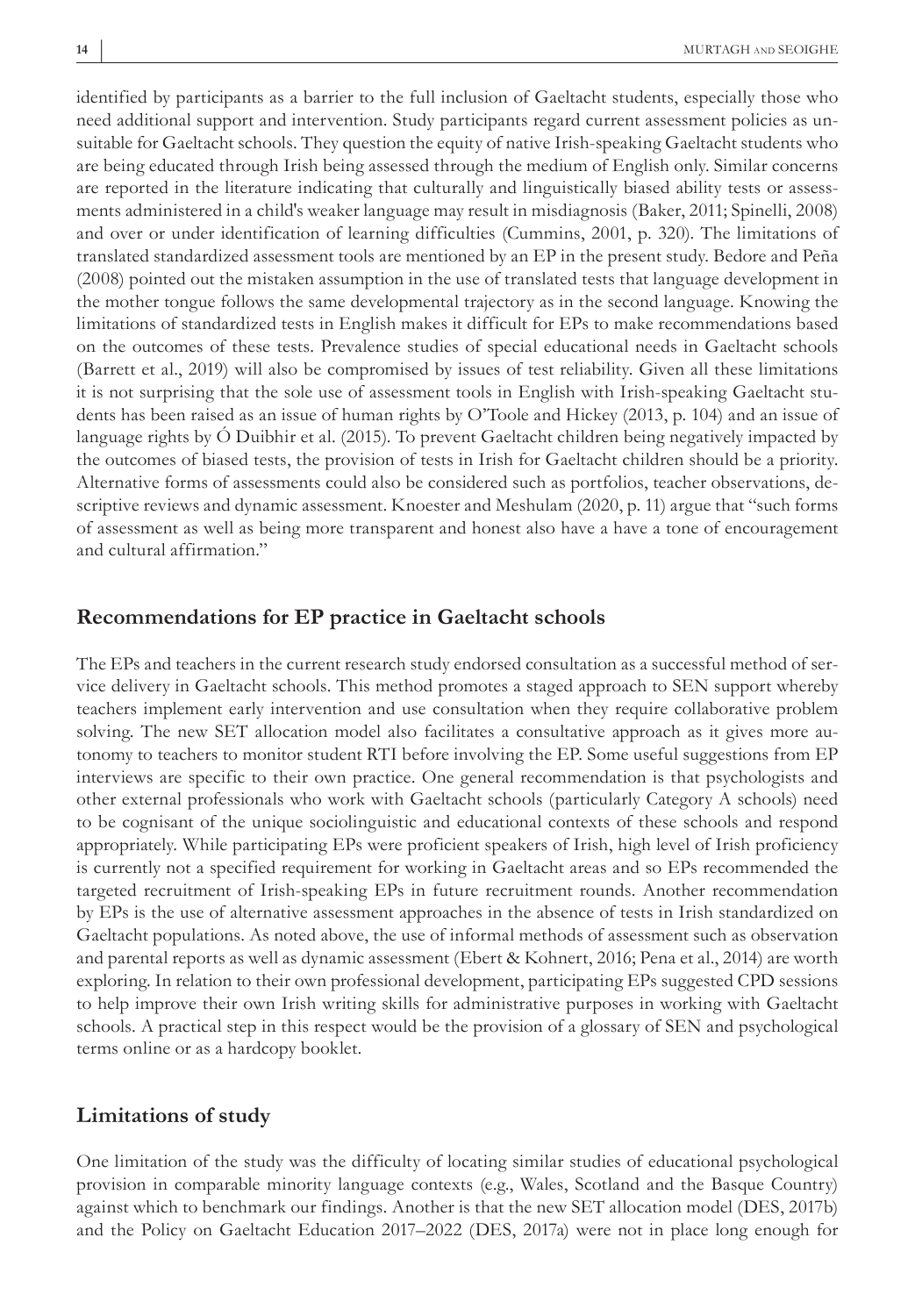identified by participants as a barrier to the full inclusion of Gaeltacht students, especially those who need additional support and intervention. Study participants regard current assessment policies as unsuitable for Gaeltacht schools. They question the equity of native Irish-speaking Gaeltacht students who are being educated through Irish being assessed through the medium of English only. Similar concerns are reported in the literature indicating that culturally and linguistically biased ability tests or assessments administered in a child's weaker language may result in misdiagnosis (Baker, 2011; Spinelli, 2008) and over or under identification of learning difficulties (Cummins, 2001, p. 320). The limitations of translated standardized assessment tools are mentioned by an EP in the present study. Bedore and Peña (2008) pointed out the mistaken assumption in the use of translated tests that language development in the mother tongue follows the same developmental trajectory as in the second language. Knowing the limitations of standardized tests in English makes it difficult for EPs to make recommendations based on the outcomes of these tests. Prevalence studies of special educational needs in Gaeltacht schools (Barrett et al., 2019) will also be compromised by issues of test reliability. Given all these limitations it is not surprising that the sole use of assessment tools in English with Irish-speaking Gaeltacht students has been raised as an issue of human rights by O'Toole and Hickey (2013, p. 104) and an issue of language rights by Ó Duibhir et al. (2015). To prevent Gaeltacht children being negatively impacted by the outcomes of biased tests, the provision of tests in Irish for Gaeltacht children should be a priority. Alternative forms of assessments could also be considered such as portfolios, teacher observations, descriptive reviews and dynamic assessment. Knoester and Meshulam (2020, p. 11) argue that "such forms of assessment as well as being more transparent and honest also have a have a tone of encouragement and cultural affirmation."

## Recommendations for EP practice in Gaeltacht schools

The EPs and teachers in the current research study endorsed consultation as a successful method of service delivery in Gaeltacht schools. This method promotes a staged approach to SEN support whereby teachers implement early intervention and use consultation when they require collaborative problem solving. The new SET allocation model also facilitates a consultative approach as it gives more autonomy to teachers to monitor student RTI before involving the EP. Some useful suggestions from EP interviews are specific to their own practice. One general recommendation is that psychologists and other external professionals who work with Gaeltacht schools (particularly Category A schools) need to be cognisant of the unique sociolinguistic and educational contexts of these schools and respond appropriately. While participating EPs were proficient speakers of Irish, high level of Irish proficiency is currently not a specified requirement for working in Gaeltacht areas and so EPs recommended the targeted recruitment of Irish-speaking EPs in future recruitment rounds. Another recommendation by EPs is the use of alternative assessment approaches in the absence of tests in Irish standardized on Gaeltacht populations. As noted above, the use of informal methods of assessment such as observation and parental reports as well as dynamic assessment (Ebert & Kohnert, 2016; Pena et al., 2014) are worth exploring. In relation to their own professional development, participating EPs suggested CPD sessions to help improve their own Irish writing skills for administrative purposes in working with Gaeltacht schools. A practical step in this respect would be the provision of a glossary of SEN and psychological terms online or as a hardcopy booklet.

## Limitations of study

One limitation of the study was the difficulty of locating similar studies of educational psychological provision in comparable minority language contexts (e.g., Wales, Scotland and the Basque Country) against which to benchmark our findings. Another is that the new SET allocation model (DES, 2017b) and the Policy on Gaeltacht Education 2017–2022 (DES, 2017a) were not in place long enough for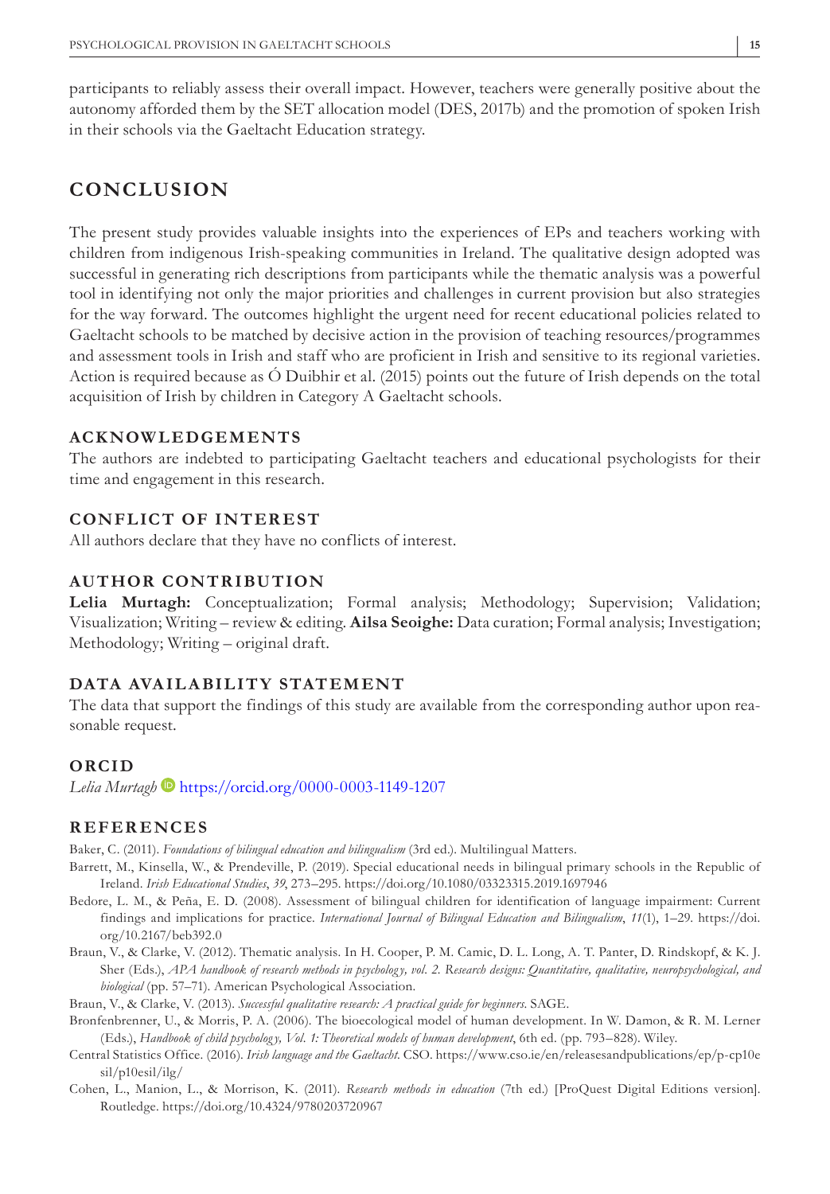participants to reliably assess their overall impact. However, teachers were generally positive about the autonomy afforded them by the SET allocation model (DES, 2017b) and the promotion of spoken Irish in their schools via the Gaeltacht Education strategy.

## CONCLUSION

The present study provides valuable insights into the experiences of EPs and teachers working with children from indigenous Irish-speaking communities in Ireland. The qualitative design adopted was successful in generating rich descriptions from participants while the thematic analysis was a powerful tool in identifying not only the major priorities and challenges in current provision but also strategies for the way forward. The outcomes highlight the urgent need for recent educational policies related to Gaeltacht schools to be matched by decisive action in the provision of teaching resources/programmes and assessment tools in Irish and staff who are proficient in Irish and sensitive to its regional varieties. Action is required because as Ó Duibhir et al. (2015) points out the future of Irish depends on the total acquisition of Irish by children in Category A Gaeltacht schools.

### ACKNOWLEDGEMENTS

The authors are indebted to participating Gaeltacht teachers and educational psychologists for their time and engagement in this research.

### CONFLICT OF INTEREST

All authors declare that they have no conflicts of interest.

### AUTHOR CONTRIBUTION

**Lelia Murtagh:** Conceptualization; Formal analysis; Methodology; Supervision; Validation; Visualization; Writing – review & editing. **Ailsa Seoighe:** Data curation; Formal analysis; Investigation; Methodology; Writing – original draft.

### DATA AVAILABILITY STATEMENT

The data that support the findings of this study are available from the corresponding author upon reasonable request.

### ORCID

*Lelia Murtagh* https://orcid.org/0000-0003-1149-1207

### REFERENCES

Baker, C. (2011). *Foundations of bilingual education and bilingualism* (3rd ed.). Multilingual Matters.

Barrett, M., Kinsella, W., & Prendeville, P. (2019). Special educational needs in bilingual primary schools in the Republic of Ireland. *Irish Educational Studies*, *39*, 273–295. https://doi.org/10.1080/03323315.2019.1697946

Bedore, L. M., & Peña, E. D. (2008). Assessment of bilingual children for identification of language impairment: Current findings and implications for practice. *International Journal of Bilingual Education and Bilingualism*, *11*(1), 1–29. https://doi.org/10.2167/beb392.0

Braun, V., & Clarke, V. (2012). Thematic analysis. In H. Cooper, P. M. Camic, D. L. Long, A. T. Panter, D. Rindskopf, & K. J. Sher (Eds.), *APA handbook of research methods in psychology, vol. 2. Research designs: Quantitative, qualitative, neuropsychological, and biological* (pp. 57–71). American Psychological Association.

Braun, V., & Clarke, V. (2013). *Successful qualitative research: A practical guide for beginners*. SAGE.

Bronfenbrenner, U., & Morris, P. A. (2006). The bioecological model of human development. In W. Damon, & R. M. Lerner (Eds.), *Handbook of child psychology, Vol. 1: Theoretical models of human development*, 6th ed. (pp. 793–828). Wiley.

Central Statistics Office. (2016). *Irish language and the Gaeltacht*. CSO. https://www.cso.ie/en/releasesandpublications/ep/p-cp10esil/p10esil/ilg/

Cohen, L., Manion, L., & Morrison, K. (2011). *Research methods in education* (7th ed.) [ProQuest Digital Editions version]. Routledge. https://doi.org/10.4324/9780203720967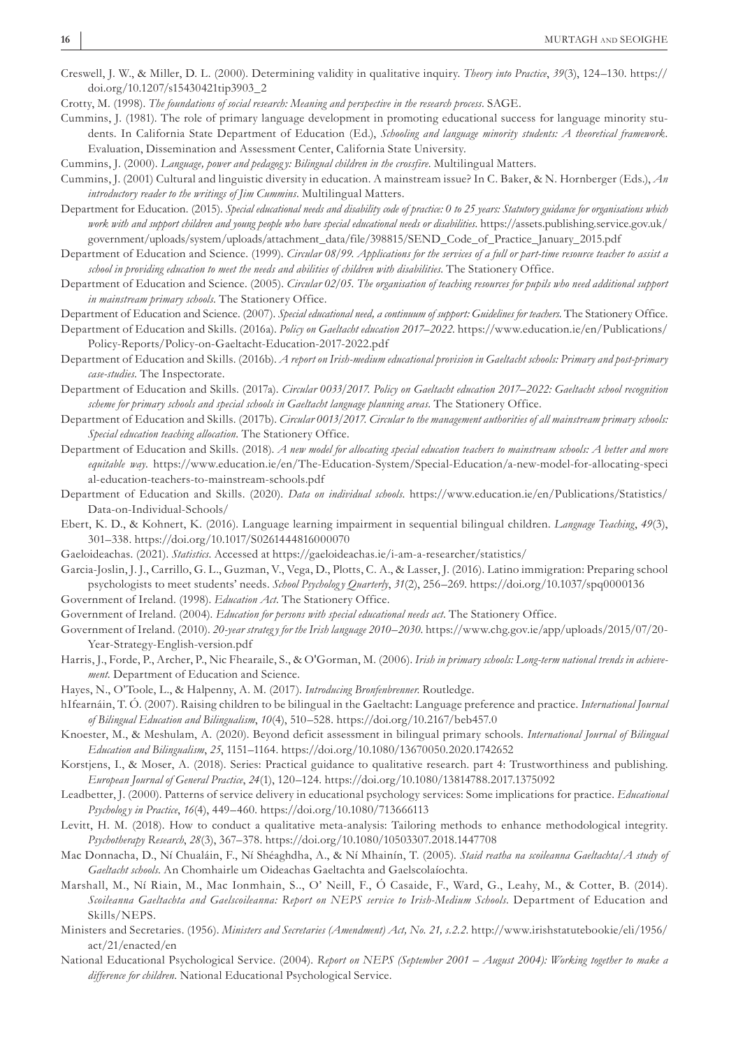Creswell, J. W., & Miller, D. L. (2000). Determining validity in qualitative inquiry. *Theory into Practice*, *39*(3), 124–130. https://doi.org/10.1207/s15430421tip3903_2

Crotty, M. (1998). *The foundations of social research: Meaning and perspective in the research process*. SAGE.

Cummins, J. (1981). The role of primary language development in promoting educational success for language minority students. In California State Department of Education (Ed.), *Schooling and language minority students: A theoretical framework*. Evaluation, Dissemination and Assessment Center, California State University.

Cummins, J. (2000). *Language, power and pedagogy: Bilingual children in the crossfire*. Multilingual Matters.

Cummins, J. (2001) Cultural and linguistic diversity in education. A mainstream issue? In C. Baker, & N. Hornberger (Eds.), *An introductory reader to the writings of Jim Cummins*. Multilingual Matters.

Department for Education. (2015). *Special educational needs and disability code of practice: 0 to 25 years: Statutory guidance for organisations which work with and support children and young people who have special educational needs or disabilities*. https://assets.publishing.service.gov.uk/government/uploads/system/uploads/attachment_data/file/398815/SEND_Code_of_Practice_January_2015.pdf

Department of Education and Science. (1999). *Circular 08/99. Applications for the services of a full or part-time resource teacher to assist a school in providing education to meet the needs and abilities of children with disabilities*. The Stationery Office.

Department of Education and Science. (2005). *Circular 02/05. The organisation of teaching resources for pupils who need additional support in mainstream primary schools*. The Stationery Office.

Department of Education and Science. (2007). *Special educational need, a continuum of support: Guidelines for teachers*. The Stationery Office.

Department of Education and Skills. (2016a). *Policy on Gaeltacht education 2017–2022*. https://www.education.ie/en/Publications/Policy-Reports/Policy-on-Gaeltacht-Education-2017-2022.pdf

Department of Education and Skills. (2016b). *A report on Irish-medium educational provision in Gaeltacht schools: Primary and post-primary case-studies*. The Inspectorate.

Department of Education and Skills. (2017a). *Circular 0033/2017. Policy on Gaeltacht education 2017–2022: Gaeltacht school recognition scheme for primary schools and special schools in Gaeltacht language planning areas*. The Stationery Office.

Department of Education and Skills. (2017b). *Circular 0013/2017. Circular to the management authorities of all mainstream primary schools: Special education teaching allocation*. The Stationery Office.

Department of Education and Skills. (2018). *A new model for allocating special education teachers to mainstream schools: A better and more equitable way*. https://www.education.ie/en/The-Education-System/Special-Education/a-new-model-for-allocating-special-education-teachers-to-mainstream-schools.pdf

Department of Education and Skills. (2020). *Data on individual schools*. https://www.education.ie/en/Publications/Statistics/Data-on-Individual-Schools/

Ebert, K. D., & Kohnert, K. (2016). Language learning impairment in sequential bilingual children. *Language Teaching*, *49*(3), 301–338. https://doi.org/10.1017/S0261444816000070

Gaeloideachas. (2021). *Statistics*. Accessed at https://gaeloideachas.ie/i-am-a-researcher/statistics/

Garcia-Joslin, J. J., Carrillo, G. L., Guzman, V., Vega, D., Plotts, C. A., & Lasser, J. (2016). Latino immigration: Preparing school psychologists to meet students' needs. *School Psychology Quarterly*, *31*(2), 256–269. https://doi.org/10.1037/spq0000136

Government of Ireland. (1998). *Education Act*. The Stationery Office.

Government of Ireland. (2004). *Education for persons with special educational needs act*. The Stationery Office.

Government of Ireland. (2010). *20-year strategy for the Irish language 2010–2030*. https://www.chg.gov.ie/app/uploads/2015/07/20-Year-Strategy-English-version.pdf

Harris, J., Forde, P., Archer, P., Nic Fhearaile, S., & O'Gorman, M. (2006). *Irish in primary schools: Long-term national trends in achievement*. Department of Education and Science.

Hayes, N., O'Toole, L., & Halpenny, A. M. (2017). *Introducing Bronfenbrenner*. Routledge.

hIfearnáin, T. Ó. (2007). Raising children to be bilingual in the Gaeltacht: Language preference and practice. *International Journal of Bilingual Education and Bilingualism*, *10*(4), 510–528. https://doi.org/10.2167/beb457.0

Knoester, M., & Meshulam, A. (2020). Beyond deficit assessment in bilingual primary schools. *International Journal of Bilingual Education and Bilingualism*, *25*, 1151–1164. https://doi.org/10.1080/13670050.2020.1742652

Korstjens, I., & Moser, A. (2018). Series: Practical guidance to qualitative research. part 4: Trustworthiness and publishing. *European Journal of General Practice*, *24*(1), 120–124. https://doi.org/10.1080/13814788.2017.1375092

Leadbetter, J. (2000). Patterns of service delivery in educational psychology services: Some implications for practice. *Educational Psychology in Practice*, *16*(4), 449–460. https://doi.org/10.1080/713666113

Levitt, H. M. (2018). How to conduct a qualitative meta-analysis: Tailoring methods to enhance methodological integrity. *Psychotherapy Research*, *28*(3), 367–378. https://doi.org/10.1080/10503307.2018.1447708

Mac Donnacha, D., Ní Chualáin, F., Ní Shéaghdha, A., & Ní Mhainín, T. (2005). *Staid reatha na scoileanna Gaeltachta/A study of Gaeltacht schools*. An Chomhairle um Oideachas Gaeltachta and Gaelscolaíochta.

Marshall, M., Ní Riain, M., Mac Ionmhain, S., O' Neill, F., Ó Casaide, F., Ward, G., Leahy, M., & Cotter, B. (2014). *Scoileanna Gaeltachta and Gaelscoileanna: Report on NEPS service to Irish-Medium Schools*. Department of Education and Skills/NEPS.

Ministers and Secretaries. (1956). *Ministers and Secretaries (Amendment) Act, No. 21, s.2.2*. http://www.irishstatutebookie/eli/1956/act/21/enacted/en

National Educational Psychological Service. (2004). *Report on NEPS (September 2001 – August 2004): Working together to make a difference for children*. National Educational Psychological Service.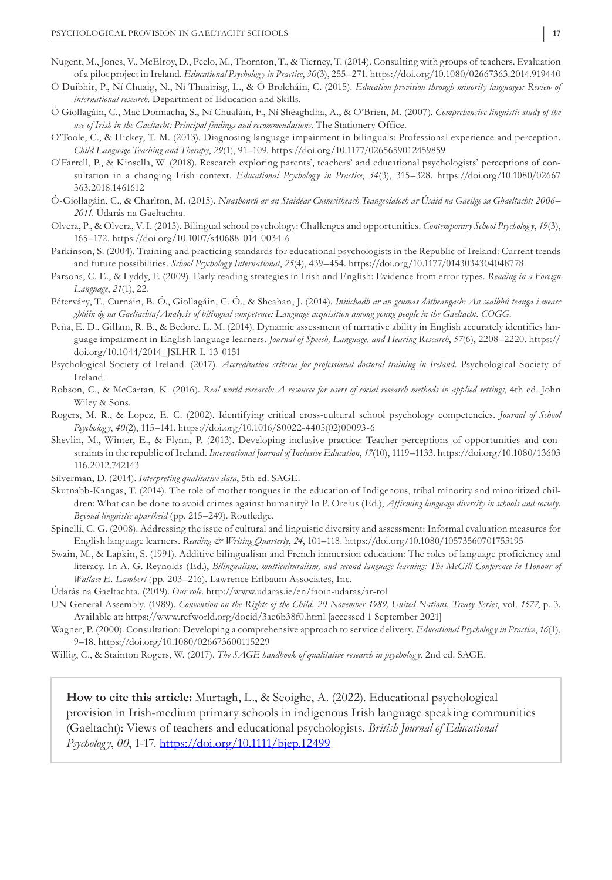Nugent, M., Jones, V., McElroy, D., Peelo, M., Thornton, T., & Tierney, T. (2014). Consulting with groups of teachers. Evaluation of a pilot project in Ireland. *Educational Psychology in Practice*, *30*(3), 255–271. https://doi.org/10.1080/02667363.2014.919440

Ó Duibhir, P., Ní Chuaig, N., Ní Thuairisg, L., & Ó Brolcháin, C. (2015). *Education provision through minority languages: Review of international research*. Department of Education and Skills.

Ó Giollagáin, C., Mac Donnacha, S., Ní Chualáin, F., Ní Shéaghdha, A., & O'Brien, M. (2007). *Comprehensive linguistic study of the use of Irish in the Gaeltacht: Principal findings and recommendations*. The Stationery Office.

O'Toole, C., & Hickey, T. M. (2013). Diagnosing language impairment in bilinguals: Professional experience and perception. *Child Language Teaching and Therapy*, *29*(1), 91–109. https://doi.org/10.1177/0265659012459859

O'Farrell, P., & Kinsella, W. (2018). Research exploring parents', teachers' and educational psychologists' perceptions of consultation in a changing Irish context. *Educational Psychology in Practice*, *34*(3), 315–328. https://doi.org/10.1080/02667363.2018.1461612

Ó-Giollagáin, C., & Charlton, M. (2015). *Nuashonrú ar an Staidéar Cuimsitheach Teangeolaíoch ar Úsáid na Gaeilge sa Ghaeltacht: 2006–2011*. Údarás na Gaeltachta.

Olvera, P., & Olvera, V. I. (2015). Bilingual school psychology: Challenges and opportunities. *Contemporary School Psychology*, *19*(3), 165–172. https://doi.org/10.1007/s40688-014-0034-6

Parkinson, S. (2004). Training and practicing standards for educational psychologists in the Republic of Ireland: Current trends and future possibilities. *School Psychology International*, *25*(4), 439–454. https://doi.org/10.1177/0143034304048778

Parsons, C. E., & Lyddy, F. (2009). Early reading strategies in Irish and English: Evidence from error types. *Reading in a Foreign Language*, *21*(1), 22.

Péterváry, T., Curnáin, B. Ó., Giollagáin, C. Ó., & Sheahan, J. (2014). *Iniúchadh ar an gcumas dátheangach: An sealbhú teanga i measc ghlúin óg na Gaeltachta/Analysis of bilingual competence: Language acquisition among young people in the Gaeltacht*. *COGG*.

Peña, E. D., Gillam, R. B., & Bedore, L. M. (2014). Dynamic assessment of narrative ability in English accurately identifies language impairment in English language learners. *Journal of Speech, Language, and Hearing Research*, *57*(6), 2208–2220. https://doi.org/10.1044/2014_JSLHR-L-13-0151

Psychological Society of Ireland. (2017). *Accreditation criteria for professional doctoral training in Ireland*. Psychological Society of Ireland.

Robson, C., & McCartan, K. (2016). *Real world research: A resource for users of social research methods in applied settings*, 4th ed. John Wiley & Sons.

Rogers, M. R., & Lopez, E. C. (2002). Identifying critical cross-cultural school psychology competencies. *Journal of School Psychology*, *40*(2), 115–141. https://doi.org/10.1016/S0022-4405(02)00093-6

Shevlin, M., Winter, E., & Flynn, P. (2013). Developing inclusive practice: Teacher perceptions of opportunities and constraints in the republic of Ireland. *International Journal of Inclusive Education*, *17*(10), 1119–1133. https://doi.org/10.1080/13603116.2012.742143

Silverman, D. (2014). *Interpreting qualitative data*, 5th ed. SAGE.

Skutnabb-Kangas, T. (2014). The role of mother tongues in the education of Indigenous, tribal minority and minoritized children: What can be done to avoid crimes against humanity? In P. Orelus (Ed.), *Affirming language diversity in schools and society. Beyond linguistic apartheid* (pp. 215–249). Routledge.

Spinelli, C. G. (2008). Addressing the issue of cultural and linguistic diversity and assessment: Informal evaluation measures for English language learners. *Reading & Writing Quarterly*, *24*, 101–118. https://doi.org/10.1080/10573560701753195

Swain, M., & Lapkin, S. (1991). Additive bilingualism and French immersion education: The roles of language proficiency and literacy. In A. G. Reynolds (Ed.), *Bilingualism, multiculturalism, and second language learning: The McGill Conference in Honour of Wallace E. Lambert* (pp. 203–216). Lawrence Erlbaum Associates, Inc.

Údarás na Gaeltachta. (2019). *Our role*. http://www.udaras.ie/en/faoin-udaras/ar-rol

UN General Assembly. (1989). *Convention on the Rights of the Child, 20 November 1989, United Nations, Treaty Series*, vol. *1577*, p. 3. Available at: https://www.refworld.org/docid/3ae6b38f0.html [accessed 1 September 2021]

Wagner, P. (2000). Consultation: Developing a comprehensive approach to service delivery. *Educational Psychology in Practice*, *16*(1), 9–18. https://doi.org/10.1080/026673600115229

Willig, C., & Stainton Rogers, W. (2017). *The SAGE handbook of qualitative research in psychology*, 2nd ed. SAGE.

**How to cite this article:** Murtagh, L., & Seoighe, A. (2022). Educational psychological provision in Irish-medium primary schools in indigenous Irish language speaking communities (Gaeltacht): Views of teachers and educational psychologists. *British Journal of Educational Psychology*, *00*, 1-17. https://doi.org/10.1111/bjep.12499